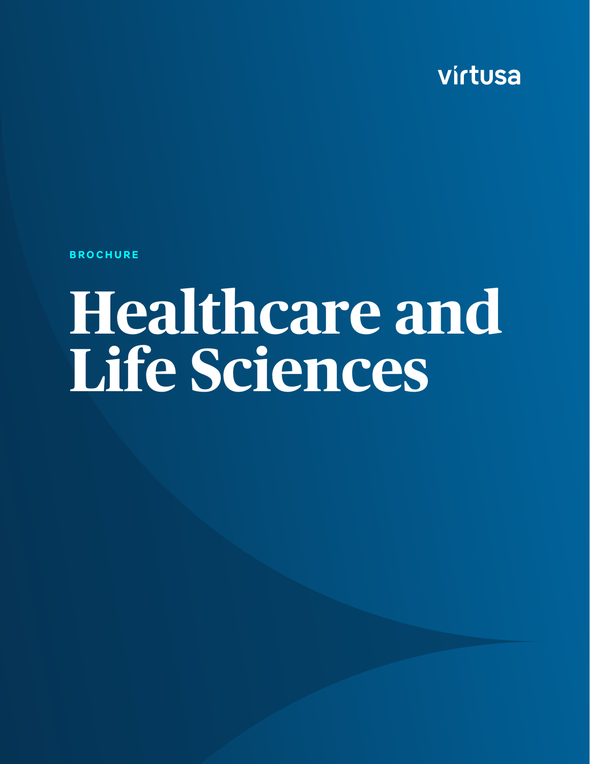virtusa

BROCHURE

# Healthcare and Life Sciences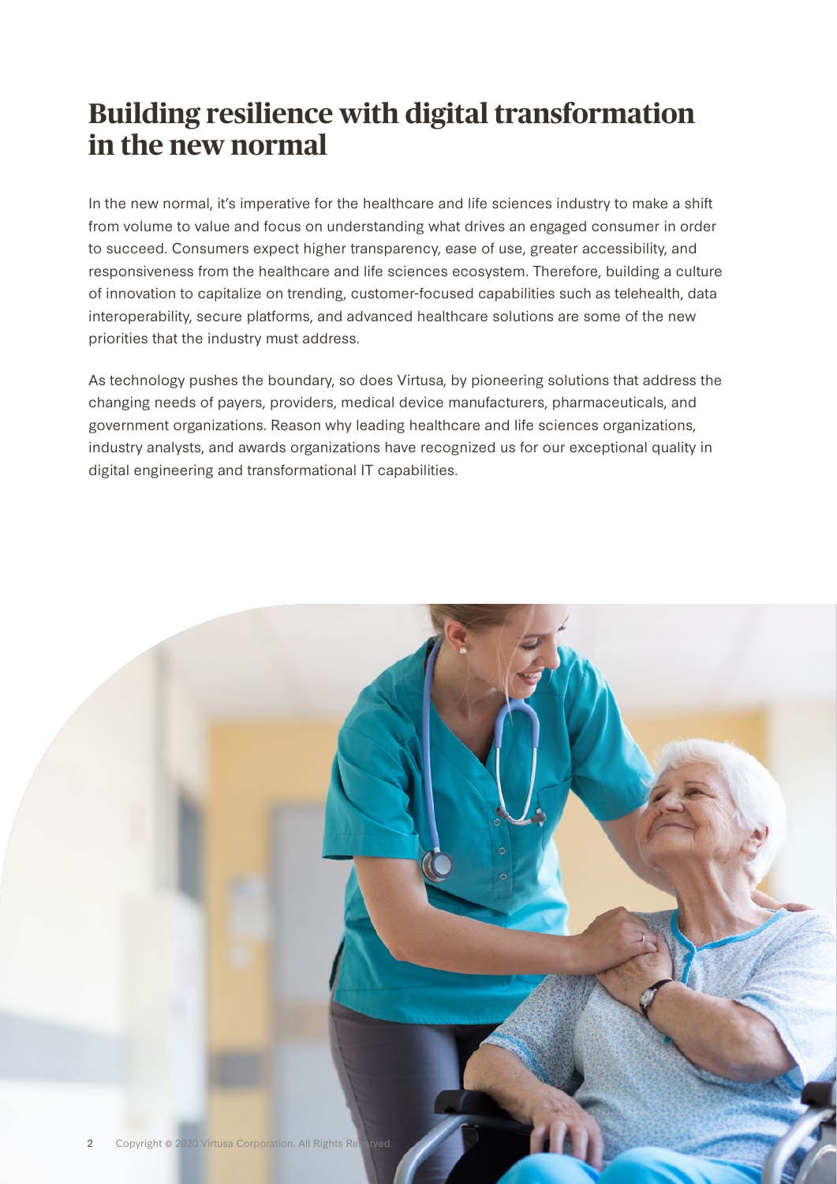# Building resilience with digital transformation in the new normal

In the new normal, it's imperative for the healthcare and life sciences industry to make a shift from volume to value and focus on understanding what drives an engaged consumer in order to succeed. Consumers expect higher transparency, ease of use, greater accessibility, and responsiveness from the healthcare and life sciences ecosystem. Therefore, building a culture of innovation to capitalize on trending, customer-focused capabilities such as telehealth, data interoperability, secure platforms, and advanced healthcare solutions are some of the new priorities that the industry must address.

As technology pushes the boundary, so does Virtusa, by pioneering solutions that address the changing needs of payers, providers, medical device manufacturers, pharmaceuticals, and government organizations. Reason why leading healthcare and life sciences organizations, industry analysts, and awards organizations have recognized us for our exceptional quality in digital engineering and transformational IT capabilities.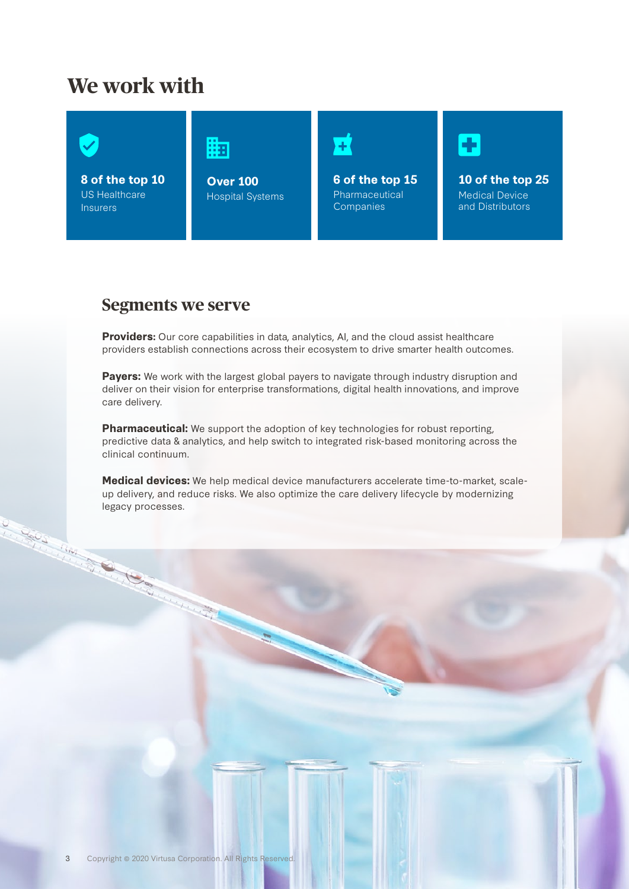## We work with

**8 of the top 10**
US Healthcare Insurers

**Over 100**
Hospital Systems

**6 of the top 15**
Pharmaceutical Companies

**10 of the top 25**
Medical Device and Distributors

### Segments we serve

**Providers:** Our core capabilities in data, analytics, AI, and the cloud assist healthcare providers establish connections across their ecosystem to drive smarter health outcomes.

**Payers:** We work with the largest global payers to navigate through industry disruption and deliver on their vision for enterprise transformations, digital health innovations, and improve care delivery.

**Pharmaceutical:** We support the adoption of key technologies for robust reporting, predictive data & analytics, and help switch to integrated risk-based monitoring across the clinical continuum.

**Medical devices:** We help medical device manufacturers accelerate time-to-market, scale-up delivery, and reduce risks. We also optimize the care delivery lifecycle by modernizing legacy processes.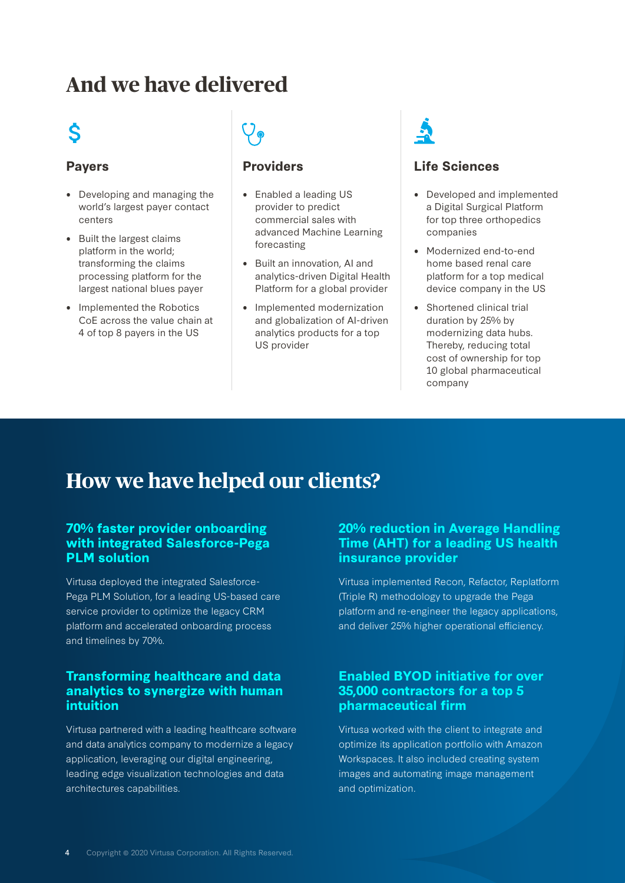# And we have delivered

### Payers

- Developing and managing the world's largest payer contact centers
- Built the largest claims platform in the world; transforming the claims processing platform for the largest national blues payer
- Implemented the Robotics CoE across the value chain at 4 of top 8 payers in the US

### Providers

- Enabled a leading US provider to predict commercial sales with advanced Machine Learning forecasting
- Built an innovation, AI and analytics-driven Digital Health Platform for a global provider
- Implemented modernization and globalization of AI-driven analytics products for a top US provider

### Life Sciences

- Developed and implemented a Digital Surgical Platform for top three orthopedics companies
- Modernized end-to-end home based renal care platform for a top medical device company in the US
- Shortened clinical trial duration by 25% by modernizing data hubs. Thereby, reducing total cost of ownership for top 10 global pharmaceutical company

# How we have helped our clients?

### 70% faster provider onboarding with integrated Salesforce-Pega PLM solution

Virtusa deployed the integrated Salesforce-Pega PLM Solution, for a leading US-based care service provider to optimize the legacy CRM platform and accelerated onboarding process and timelines by 70%.

### 20% reduction in Average Handling Time (AHT) for a leading US health insurance provider

Virtusa implemented Recon, Refactor, Replatform (Triple R) methodology to upgrade the Pega platform and re-engineer the legacy applications, and deliver 25% higher operational efficiency.

### Transforming healthcare and data analytics to synergize with human intuition

Virtusa partnered with a leading healthcare software and data analytics company to modernize a legacy application, leveraging our digital engineering, leading edge visualization technologies and data architectures capabilities.

### Enabled BYOD initiative for over 35,000 contractors for a top 5 pharmaceutical firm

Virtusa worked with the client to integrate and optimize its application portfolio with Amazon Workspaces. It also included creating system images and automating image management and optimization.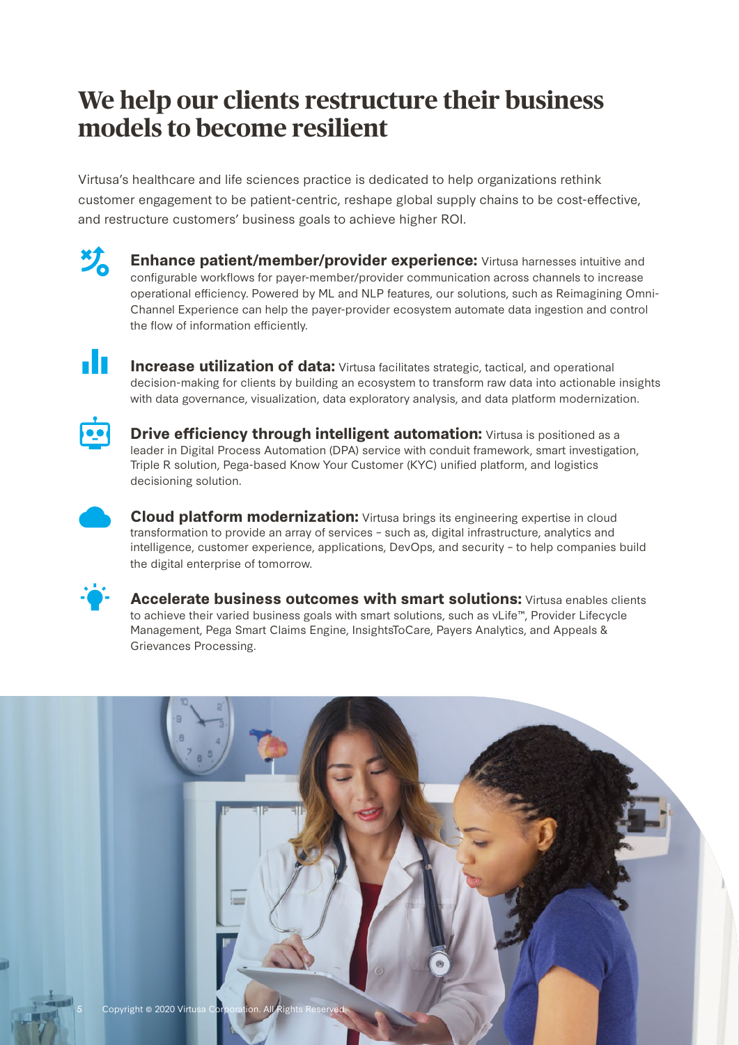# We help our clients restructure their business models to become resilient

Virtusa's healthcare and life sciences practice is dedicated to help organizations rethink customer engagement to be patient-centric, reshape global supply chains to be cost-effective, and restructure customers' business goals to achieve higher ROI.

**Enhance patient/member/provider experience:** Virtusa harnesses intuitive and configurable workflows for payer-member/provider communication across channels to increase operational efficiency. Powered by ML and NLP features, our solutions, such as Reimagining Omni-Channel Experience can help the payer-provider ecosystem automate data ingestion and control the flow of information efficiently.

**Increase utilization of data:** Virtusa facilitates strategic, tactical, and operational decision-making for clients by building an ecosystem to transform raw data into actionable insights with data governance, visualization, data exploratory analysis, and data platform modernization.

**Drive efficiency through intelligent automation:** Virtusa is positioned as a leader in Digital Process Automation (DPA) service with conduit framework, smart investigation, Triple R solution, Pega-based Know Your Customer (KYC) unified platform, and logistics decisioning solution.

**Cloud platform modernization:** Virtusa brings its engineering expertise in cloud transformation to provide an array of services – such as, digital infrastructure, analytics and intelligence, customer experience, applications, DevOps, and security – to help companies build the digital enterprise of tomorrow.

**Accelerate business outcomes with smart solutions:** Virtusa enables clients to achieve their varied business goals with smart solutions, such as vLife™, Provider Lifecycle Management, Pega Smart Claims Engine, InsightsToCare, Payers Analytics, and Appeals & Grievances Processing.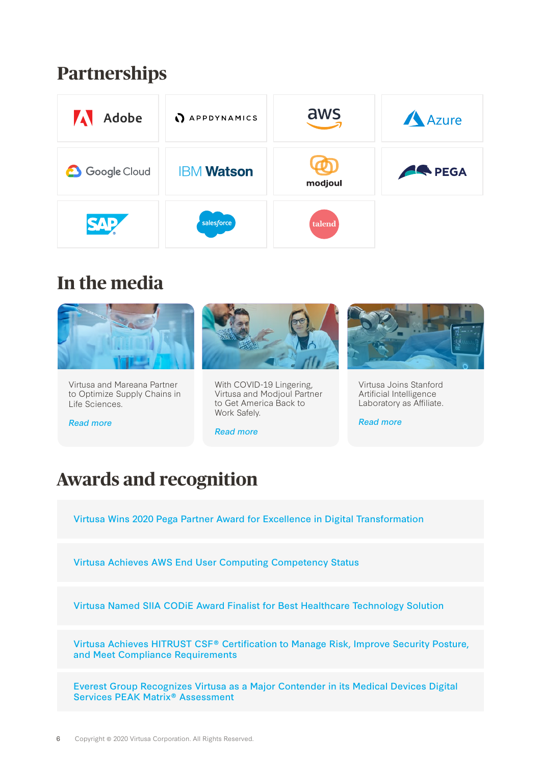## Partnerships

Adobe, AppDynamics, AWS, Azure, Google Cloud, IBM Watson, modjoul, PEGA, SAP, salesforce, talend

## In the media

Virtusa and Mareana Partner to Optimize Supply Chains in Life Sciences.

*Read more*

With COVID-19 Lingering, Virtusa and Modjoul Partner to Get America Back to Work Safely.

*Read more*

Virtusa Joins Stanford Artificial Intelligence Laboratory as Affiliate.

*Read more*

## Awards and recognition

Virtusa Wins 2020 Pega Partner Award for Excellence in Digital Transformation

Virtusa Achieves AWS End User Computing Competency Status

Virtusa Named SIIA CODiE Award Finalist for Best Healthcare Technology Solution

Virtusa Achieves HITRUST CSF® Certification to Manage Risk, Improve Security Posture, and Meet Compliance Requirements

Everest Group Recognizes Virtusa as a Major Contender in its Medical Devices Digital Services PEAK Matrix® Assessment

Copyright © 2020 Virtusa Corporation. All Rights Reserved.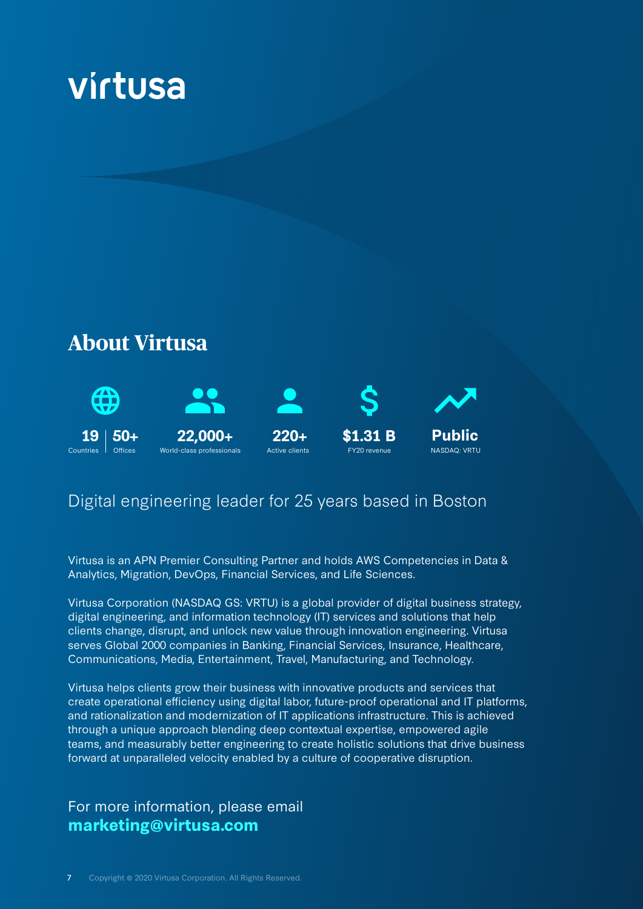virtusa

## About Virtusa

**19** Countries | **50+** Offices

**22,000+** World-class professionals

**220+** Active clients

**$1.31 B** FY20 revenue

**Public** NASDAQ: VRTU

Digital engineering leader for 25 years based in Boston

Virtusa is an APN Premier Consulting Partner and holds AWS Competencies in Data & Analytics, Migration, DevOps, Financial Services, and Life Sciences.

Virtusa Corporation (NASDAQ GS: VRTU) is a global provider of digital business strategy, digital engineering, and information technology (IT) services and solutions that help clients change, disrupt, and unlock new value through innovation engineering. Virtusa serves Global 2000 companies in Banking, Financial Services, Insurance, Healthcare, Communications, Media, Entertainment, Travel, Manufacturing, and Technology.

Virtusa helps clients grow their business with innovative products and services that create operational efficiency using digital labor, future-proof operational and IT platforms, and rationalization and modernization of IT applications infrastructure. This is achieved through a unique approach blending deep contextual expertise, empowered agile teams, and measurably better engineering to create holistic solutions that drive business forward at unparalleled velocity enabled by a culture of cooperative disruption.

For more information, please email
**marketing@virtusa.com**

Copyright © 2020 Virtusa Corporation. All Rights Reserved.